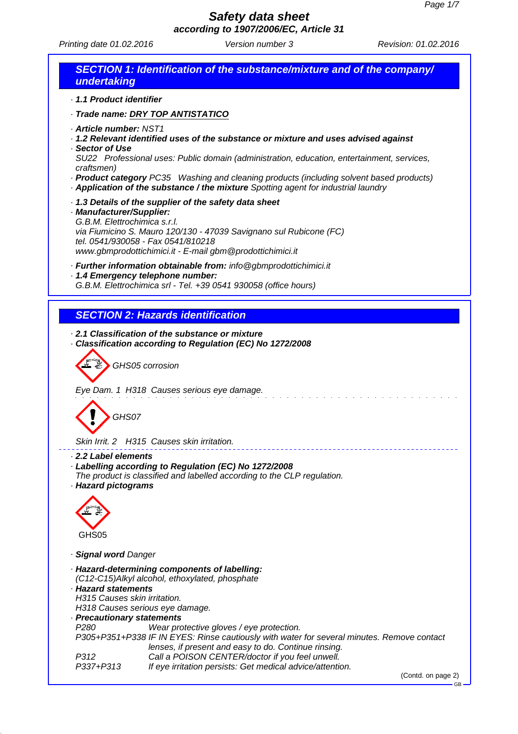# Safety data sheet

**according to 1907/2006/EC, Article 31**

Printing date 01.02.2016 Version number 3 Revision: 01.02.2016

## SECTION 1: Identification of the substance/mixture and of the company/ undertaking

· **1.1 Product identifier**

· **Trade name: DRY TOP ANTISTATICO**

· **Article number:** NST1
· **1.2 Relevant identified uses of the substance or mixture and uses advised against**
· **Sector of Use**
SU22 Professional uses: Public domain (administration, education, entertainment, services, craftsmen)
· **Product category** PC35 Washing and cleaning products (including solvent based products)
· **Application of the substance / the mixture** Spotting agent for industrial laundry

· **1.3 Details of the supplier of the safety data sheet**
· **Manufacturer/Supplier:**
G.B.M. Elettrochimica s.r.l.
via Fiumicino S. Mauro 120/130 - 47039 Savignano sul Rubicone (FC)
tel. 0541/930058 - Fax 0541/810218
www.gbmprodottichimici.it - E-mail gbm@prodottichimici.it

· **Further information obtainable from:** info@gbmprodottichimici.it
· **1.4 Emergency telephone number:**
G.B.M. Elettrochimica srl - Tel. +39 0541 930058 (office hours)

## SECTION 2: Hazards identification

· **2.1 Classification of the substance or mixture**
· **Classification according to Regulation (EC) No 1272/2008**

GHS05 corrosion

Eye Dam. 1 H318 Causes serious eye damage.

GHS07

Skin Irrit. 2 H315 Causes skin irritation.

· **2.2 Label elements**
· **Labelling according to Regulation (EC) No 1272/2008**
The product is classified and labelled according to the CLP regulation.
· **Hazard pictograms**

GHS05

· **Signal word** Danger

· **Hazard-determining components of labelling:**
(C12-C15)Alkyl alcohol, ethoxylated, phosphate
· **Hazard statements**
H315 Causes skin irritation.
H318 Causes serious eye damage.
· **Precautionary statements**

| | |
|---|---|
| P280 | Wear protective gloves / eye protection. |
| P305+P351+P338 | IF IN EYES: Rinse cautiously with water for several minutes. Remove contact lenses, if present and easy to do. Continue rinsing. |
| P312 | Call a POISON CENTER/doctor if you feel unwell. |
| P337+P313 | If eye irritation persists: Get medical advice/attention. |

(Contd. on page 2)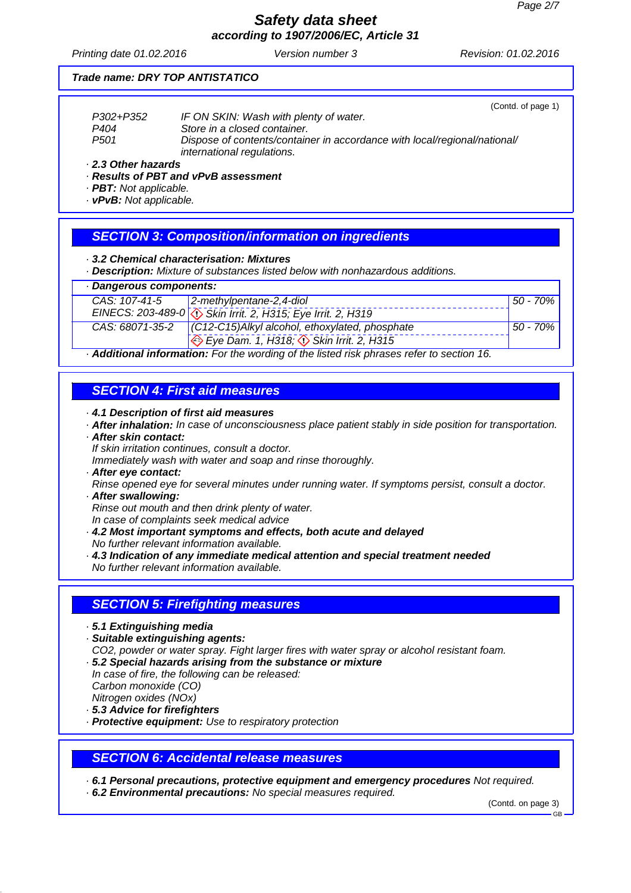**Trade name: DRY TOP ANTISTATICO**

(Contd. of page 1)

P302+P352 IF ON SKIN: Wash with plenty of water.
P404 Store in a closed container.
P501 Dispose of contents/container in accordance with local/regional/national/international regulations.

· **2.3 Other hazards**
· **Results of PBT and vPvB assessment**
· **PBT:** Not applicable.
· **vPvB:** Not applicable.

## SECTION 3: Composition/information on ingredients

· **3.2 Chemical characterisation: Mixtures**
· **Description:** Mixture of substances listed below with nonhazardous additions.

· **Dangerous components:**

| | | |
|---|---|---|
| CAS: 107-41-5<br>EINECS: 203-489-0 | 2-methylpentane-2,4-diol<br>Skin Irrit. 2, H315; Eye Irrit. 2, H319 | 50 - 70% |
| CAS: 68071-35-2 | (C12-C15)Alkyl alcohol, ethoxylated, phosphate<br>Eye Dam. 1, H318; Skin Irrit. 2, H315 | 50 - 70% |

· **Additional information:** For the wording of the listed risk phrases refer to section 16.

## SECTION 4: First aid measures

· **4.1 Description of first aid measures**
· **After inhalation:** In case of unconsciousness place patient stably in side position for transportation.
· **After skin contact:**
If skin irritation continues, consult a doctor.
Immediately wash with water and soap and rinse thoroughly.
· **After eye contact:**
Rinse opened eye for several minutes under running water. If symptoms persist, consult a doctor.
· **After swallowing:**
Rinse out mouth and then drink plenty of water.
In case of complaints seek medical advice
· **4.2 Most important symptoms and effects, both acute and delayed**
No further relevant information available.
· **4.3 Indication of any immediate medical attention and special treatment needed**
No further relevant information available.

## SECTION 5: Firefighting measures

· **5.1 Extinguishing media**
· **Suitable extinguishing agents:**
$CO_2$, powder or water spray. Fight larger fires with water spray or alcohol resistant foam.
· **5.2 Special hazards arising from the substance or mixture**
In case of fire, the following can be released:
Carbon monoxide (CO)
Nitrogen oxides (NOx)
· **5.3 Advice for firefighters**
· **Protective equipment:** Use to respiratory protection

## SECTION 6: Accidental release measures

· **6.1 Personal precautions, protective equipment and emergency procedures** Not required.
· **6.2 Environmental precautions:** No special measures required.

(Contd. on page 3)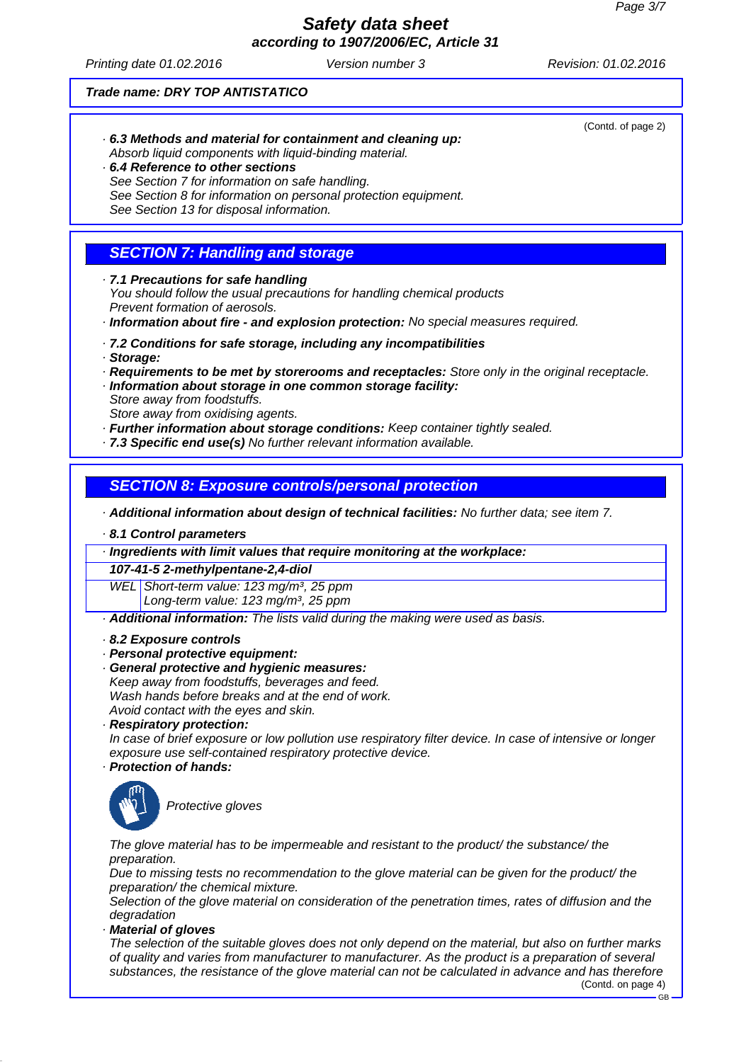**Trade name: DRY TOP ANTISTATICO**

(Contd. of page 2)

· **6.3 Methods and material for containment and cleaning up:**
Absorb liquid components with liquid-binding material.
· **6.4 Reference to other sections**
See Section 7 for information on safe handling.
See Section 8 for information on personal protection equipment.
See Section 13 for disposal information.

## SECTION 7: Handling and storage

· **7.1 Precautions for safe handling**
You should follow the usual precautions for handling chemical products
Prevent formation of aerosols.
· **Information about fire - and explosion protection:** No special measures required.

· **7.2 Conditions for safe storage, including any incompatibilities**
· **Storage:**
· **Requirements to be met by storerooms and receptacles:** Store only in the original receptacle.
· **Information about storage in one common storage facility:**
Store away from foodstuffs.
Store away from oxidising agents.
· **Further information about storage conditions:** Keep container tightly sealed.
· **7.3 Specific end use(s)** No further relevant information available.

## SECTION 8: Exposure controls/personal protection

· **Additional information about design of technical facilities:** No further data; see item 7.

· **8.1 Control parameters**

| · **Ingredients with limit values that require monitoring at the workplace:** | |
|---|---|
| **107-41-5 2-methylpentane-2,4-diol** | |
| WEL | Short-term value: 123 mg/m³, 25 ppm<br>Long-term value: 123 mg/m³, 25 ppm |

· **Additional information:** The lists valid during the making were used as basis.

· **8.2 Exposure controls**
· **Personal protective equipment:**
· **General protective and hygienic measures:**
Keep away from foodstuffs, beverages and feed.
Wash hands before breaks and at the end of work.
Avoid contact with the eyes and skin.
· **Respiratory protection:**
In case of brief exposure or low pollution use respiratory filter device. In case of intensive or longer exposure use self-contained respiratory protective device.
· **Protection of hands:**

Protective gloves

The glove material has to be impermeable and resistant to the product/ the substance/ the preparation.
Due to missing tests no recommendation to the glove material can be given for the product/ the preparation/ the chemical mixture.
Selection of the glove material on consideration of the penetration times, rates of diffusion and the degradation
· **Material of gloves**
The selection of the suitable gloves does not only depend on the material, but also on further marks of quality and varies from manufacturer to manufacturer. As the product is a preparation of several substances, the resistance of the glove material can not be calculated in advance and has therefore

(Contd. on page 4)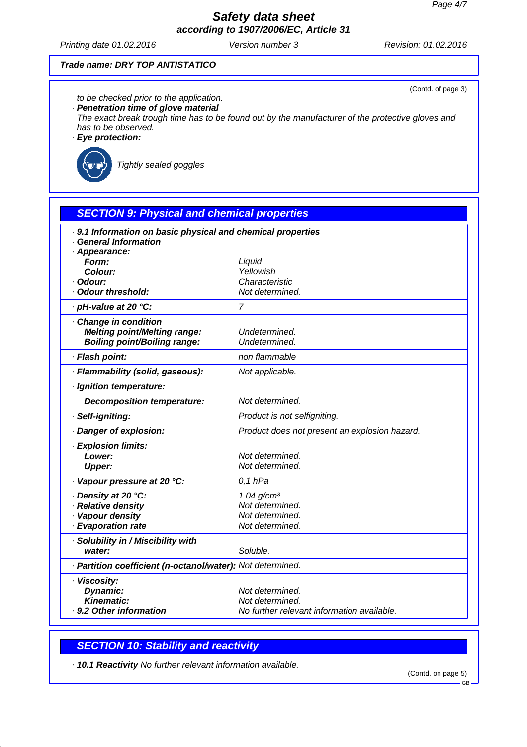**Trade name: DRY TOP ANTISTATICO**

(Contd. of page 3)

to be checked prior to the application.

· **Penetration time of glove material**
The exact break trough time has to be found out by the manufacturer of the protective gloves and has to be observed.

· **Eye protection:**

Tightly sealed goggles

## SECTION 9: Physical and chemical properties

· **9.1 Information on basic physical and chemical properties**
· **General Information**

| Property | Value |
|---|---|
| · **Appearance:** | |
| **Form:** | Liquid |
| **Colour:** | Yellowish |
| · **Odour:** | Characteristic |
| · **Odour threshold:** | Not determined. |
| · **pH-value at 20 °C:** | 7 |
| · **Change in condition** | |
| **Melting point/Melting range:** | Undetermined. |
| **Boiling point/Boiling range:** | Undetermined. |
| · **Flash point:** | non flammable |
| · **Flammability (solid, gaseous):** | Not applicable. |
| · **Ignition temperature:** | |
| **Decomposition temperature:** | Not determined. |
| · **Self-igniting:** | Product is not selfigniting. |
| · **Danger of explosion:** | Product does not present an explosion hazard. |
| · **Explosion limits:** | |
| **Lower:** | Not determined. |
| **Upper:** | Not determined. |
| · **Vapour pressure at 20 °C:** | 0,1 hPa |
| · **Density at 20 °C:** | 1.04 $g/cm^3$ |
| · **Relative density** | Not determined. |
| · **Vapour density** | Not determined. |
| · **Evaporation rate** | Not determined. |
| · **Solubility in / Miscibility with** | |
| **water:** | Soluble. |
| · **Partition coefficient (n-octanol/water):** | Not determined. |
| · **Viscosity:** | |
| **Dynamic:** | Not determined. |
| **Kinematic:** | Not determined. |
| · **9.2 Other information** | No further relevant information available. |

## SECTION 10: Stability and reactivity

· **10.1 Reactivity** No further relevant information available.

(Contd. on page 5)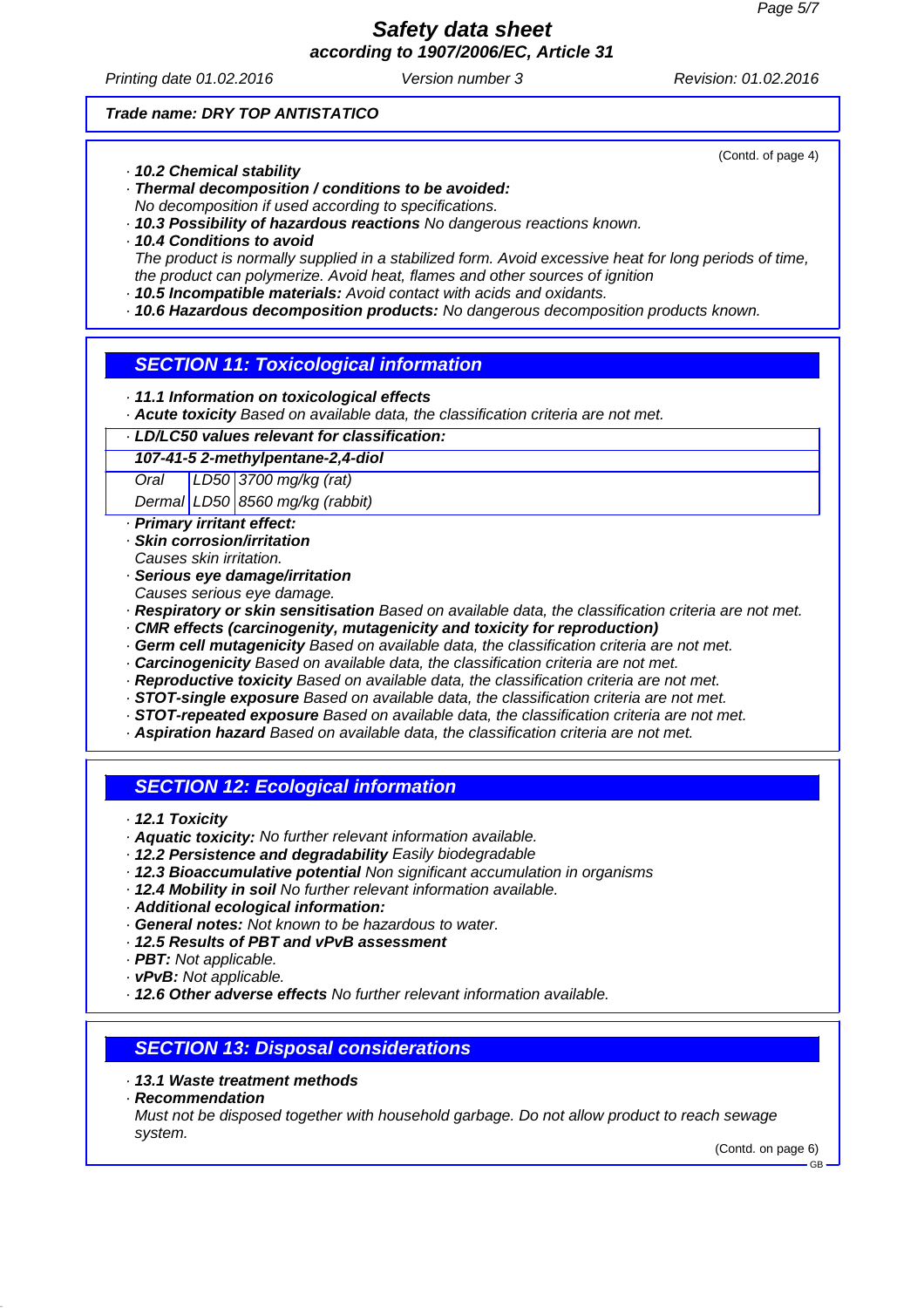**Trade name: DRY TOP ANTISTATICO**

(Contd. of page 4)

· **10.2 Chemical stability**
· **Thermal decomposition / conditions to be avoided:**
No decomposition if used according to specifications.
· **10.3 Possibility of hazardous reactions** No dangerous reactions known.
· **10.4 Conditions to avoid**
The product is normally supplied in a stabilized form. Avoid excessive heat for long periods of time, the product can polymerize. Avoid heat, flames and other sources of ignition
· **10.5 Incompatible materials:** Avoid contact with acids and oxidants.
· **10.6 Hazardous decomposition products:** No dangerous decomposition products known.

## SECTION 11: Toxicological information

· **11.1 Information on toxicological effects**
· **Acute toxicity** Based on available data, the classification criteria are not met.

| · **LD/LC50 values relevant for classification:** | | |
|---|---|---|
| **107-41-5 2-methylpentane-2,4-diol** | | |
| Oral | LD50 | 3700 mg/kg (rat) |
| Dermal | LD50 | 8560 mg/kg (rabbit) |

· **Primary irritant effect:**
· **Skin corrosion/irritation**
Causes skin irritation.
· **Serious eye damage/irritation**
Causes serious eye damage.
· **Respiratory or skin sensitisation** Based on available data, the classification criteria are not met.
· **CMR effects (carcinogenity, mutagenicity and toxicity for reproduction)**
· **Germ cell mutagenicity** Based on available data, the classification criteria are not met.
· **Carcinogenicity** Based on available data, the classification criteria are not met.
· **Reproductive toxicity** Based on available data, the classification criteria are not met.
· **STOT-single exposure** Based on available data, the classification criteria are not met.
· **STOT-repeated exposure** Based on available data, the classification criteria are not met.
· **Aspiration hazard** Based on available data, the classification criteria are not met.

## SECTION 12: Ecological information

· **12.1 Toxicity**
· **Aquatic toxicity:** No further relevant information available.
· **12.2 Persistence and degradability** Easily biodegradable
· **12.3 Bioaccumulative potential** Non significant accumulation in organisms
· **12.4 Mobility in soil** No further relevant information available.
· **Additional ecological information:**
· **General notes:** Not known to be hazardous to water.
· **12.5 Results of PBT and vPvB assessment**
· **PBT:** Not applicable.
· **vPvB:** Not applicable.
· **12.6 Other adverse effects** No further relevant information available.

## SECTION 13: Disposal considerations

· **13.1 Waste treatment methods**
· **Recommendation**
Must not be disposed together with household garbage. Do not allow product to reach sewage system.

(Contd. on page 6)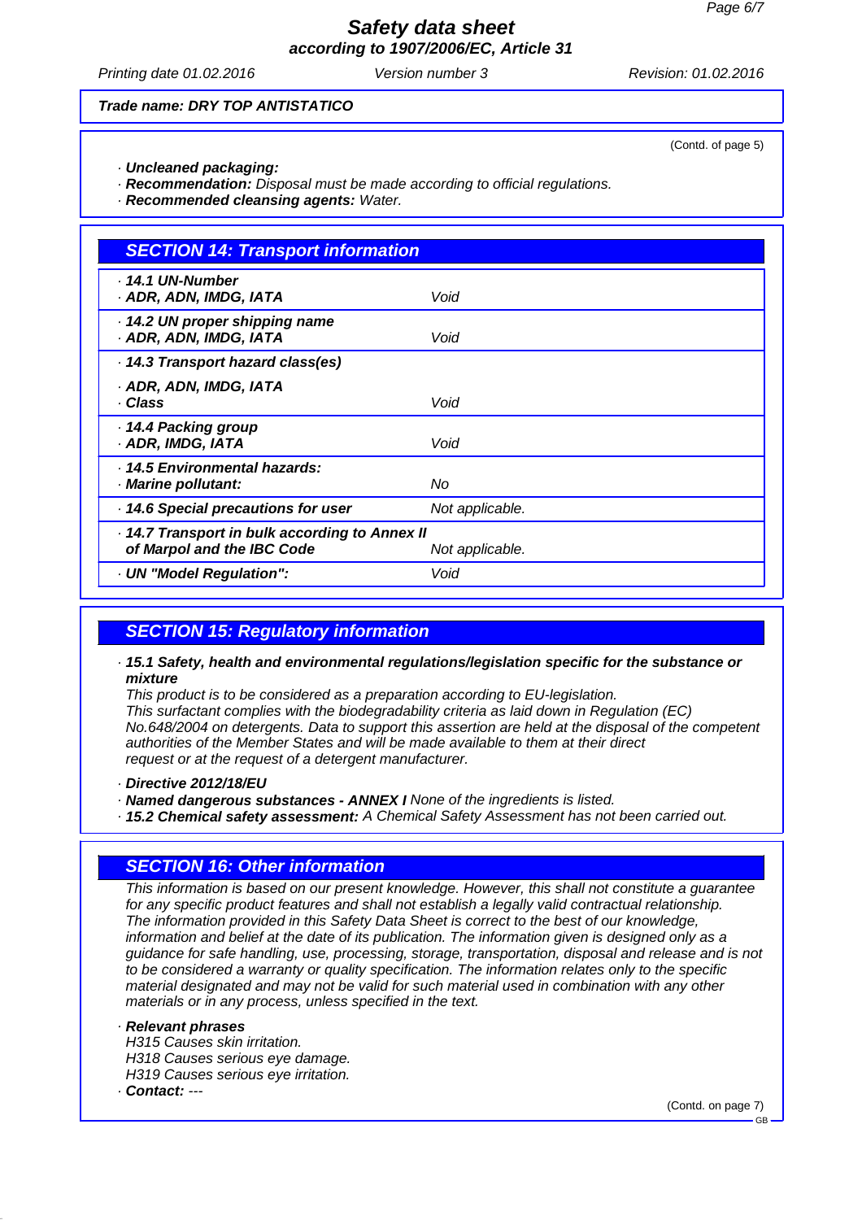**Trade name: DRY TOP ANTISTATICO**

(Contd. of page 5)

· **Uncleaned packaging:**
· **Recommendation:** Disposal must be made according to official regulations.
· **Recommended cleansing agents:** Water.

## SECTION 14: Transport information

| | |
|---|---|
| · **14.1 UN-Number** · **ADR, ADN, IMDG, IATA** | Void |
| · **14.2 UN proper shipping name** · **ADR, ADN, IMDG, IATA** | Void |
| · **14.3 Transport hazard class(es)** · **ADR, ADN, IMDG, IATA** · **Class** | Void |
| · **14.4 Packing group** · **ADR, IMDG, IATA** | Void |
| · **14.5 Environmental hazards:** · **Marine pollutant:** | No |
| · **14.6 Special precautions for user** | Not applicable. |
| · **14.7 Transport in bulk according to Annex II of Marpol and the IBC Code** | Not applicable. |
| · **UN "Model Regulation":** | Void |

## SECTION 15: Regulatory information

· **15.1 Safety, health and environmental regulations/legislation specific for the substance or mixture**
This product is to be considered as a preparation according to EU-legislation.
This surfactant complies with the biodegradability criteria as laid down in Regulation (EC) No.648/2004 on detergents. Data to support this assertion are held at the disposal of the competent authorities of the Member States and will be made available to them at their direct request or at the request of a detergent manufacturer.

· **Directive 2012/18/EU**
· **Named dangerous substances - ANNEX I** None of the ingredients is listed.
· **15.2 Chemical safety assessment:** A Chemical Safety Assessment has not been carried out.

## SECTION 16: Other information

This information is based on our present knowledge. However, this shall not constitute a guarantee for any specific product features and shall not establish a legally valid contractual relationship.
The information provided in this Safety Data Sheet is correct to the best of our knowledge, information and belief at the date of its publication. The information given is designed only as a guidance for safe handling, use, processing, storage, transportation, disposal and release and is not to be considered a warranty or quality specification. The information relates only to the specific material designated and may not be valid for such material used in combination with any other materials or in any process, unless specified in the text.

· **Relevant phrases**
H315 Causes skin irritation.
H318 Causes serious eye damage.
H319 Causes serious eye irritation.
· **Contact:** ---

(Contd. on page 7)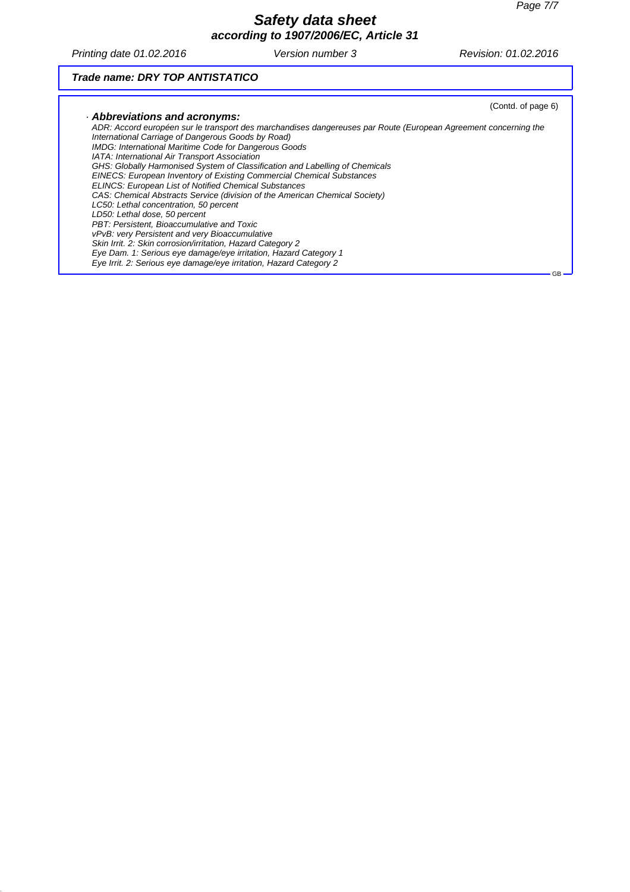(Contd. of page 6)

· ***Abbreviations and acronyms:***

*ADR: Accord européen sur le transport des marchandises dangereuses par Route (European Agreement concerning the International Carriage of Dangerous Goods by Road)*
*IMDG: International Maritime Code for Dangerous Goods*
*IATA: International Air Transport Association*
*GHS: Globally Harmonised System of Classification and Labelling of Chemicals*
*EINECS: European Inventory of Existing Commercial Chemical Substances*
*ELINCS: European List of Notified Chemical Substances*
*CAS: Chemical Abstracts Service (division of the American Chemical Society)*
*LC50: Lethal concentration, 50 percent*
*LD50: Lethal dose, 50 percent*
*PBT: Persistent, Bioaccumulative and Toxic*
*vPvB: very Persistent and very Bioaccumulative*
*Skin Irrit. 2: Skin corrosion/irritation, Hazard Category 2*
*Eye Dam. 1: Serious eye damage/eye irritation, Hazard Category 1*
*Eye Irrit. 2: Serious eye damage/eye irritation, Hazard Category 2*

GB